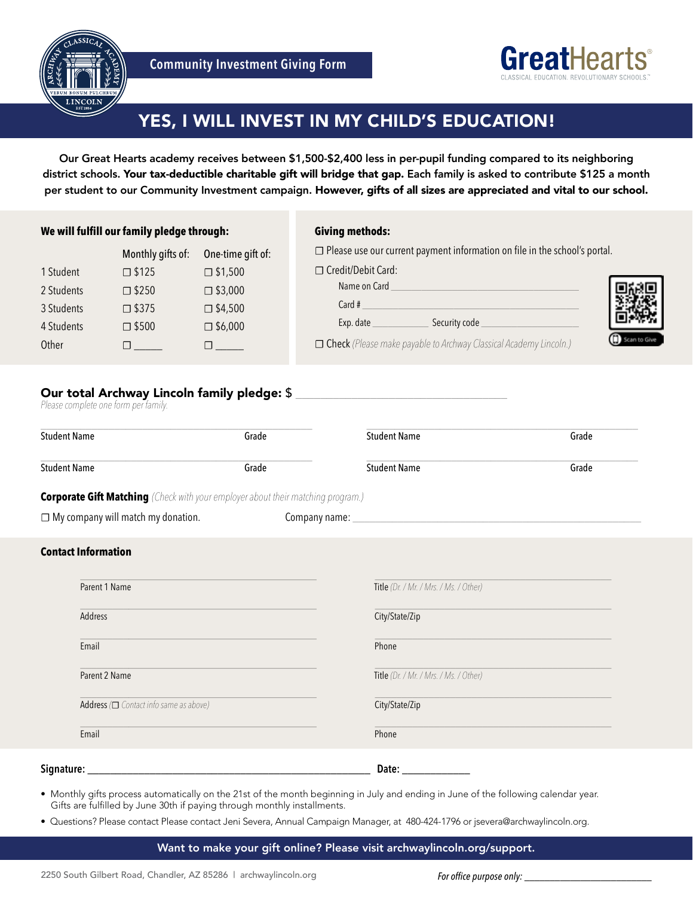Community Investment Giving Form

# YES, I WILL INVEST IN MY CHILD'S EDUCATION!

Our Great Hearts academy receives between $1,500-$2,400 less in per-pupil funding compared to its neighboring district schools. **Your tax-deductible charitable gift will bridge that gap.** Each family is asked to contribute $125 a month per student to our Community Investment campaign. **However, gifts of all sizes are appreciated and vital to our school.**

**We will fulfill our family pledge through:**

| | Monthly gifts of: | One-time gift of: |
|---|---|---|
| 1 Student | ☐ $125 | ☐ $1,500 |
| 2 Students | ☐ $250 | ☐ $3,000 |
| 3 Students | ☐ $375 | ☐ $4,500 |
| 4 Students | ☐ $500 | ☐ $6,000 |
| Other | ☐ _____ | ☐ _____ |

**Giving methods:**

☐ Please use our current payment information on file in the school's portal.

☐ Credit/Debit Card:

Name on Card ______________________________

Card # ______________________________

Exp. date ____________ Security code ____________

☐ Check *(Please make payable to Archway Classical Academy Lincoln.)*

Scan to Give

**Our total Archway Lincoln family pledge:** $ ______________________________

*Please complete one form per family.*

| Student Name | Grade | Student Name | Grade |
|---|---|---|---|
| Student Name | Grade | Student Name | Grade |

**Corporate Gift Matching** *(Check with your employer about their matching program.)*

☐ My company will match my donation. Company name: ______________________________

**Contact Information**

| | |
|---|---|
| Parent 1 Name | Title *(Dr. / Mr. / Mrs. / Ms. / Other)* |
| Address | City/State/Zip |
| Email | Phone |
| Parent 2 Name | Title *(Dr. / Mr. / Mrs. / Ms. / Other)* |
| Address (☐ *Contact info same as above)* | City/State/Zip |
| Email | Phone |

**Signature:** ______________________________ **Date:** ____________

- Monthly gifts process automatically on the 21st of the month beginning in July and ending in June of the following calendar year. Gifts are fulfilled by June 30th if paying through monthly installments.
- Questions? Please contact Please contact Jeni Severa, Annual Campaign Manager, at 480-424-1796 or jsevera@archwaylincoln.org.

**Want to make your gift online? Please visit archwaylincoln.org/support.**

2250 South Gilbert Road, Chandler, AZ 85286 | archwaylincoln.org

*For office purpose only:* ____________________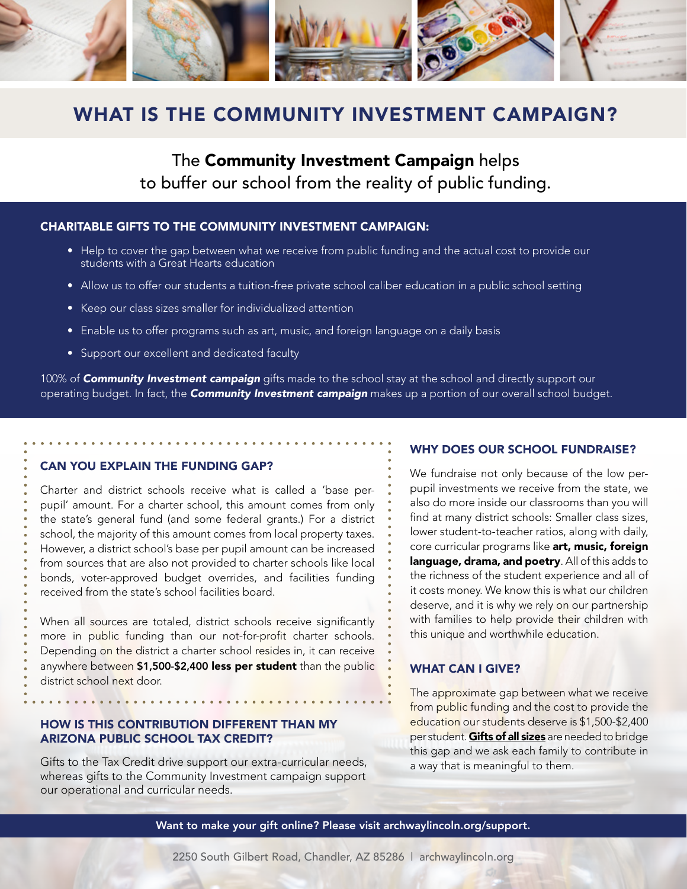# WHAT IS THE COMMUNITY INVESTMENT CAMPAIGN?

The **Community Investment Campaign** helps to buffer our school from the reality of public funding.

## CHARITABLE GIFTS TO THE COMMUNITY INVESTMENT CAMPAIGN:

- Help to cover the gap between what we receive from public funding and the actual cost to provide our students with a Great Hearts education
- Allow us to offer our students a tuition-free private school caliber education in a public school setting
- Keep our class sizes smaller for individualized attention
- Enable us to offer programs such as art, music, and foreign language on a daily basis
- Support our excellent and dedicated faculty

100% of ***Community Investment campaign*** gifts made to the school stay at the school and directly support our operating budget. In fact, the ***Community Investment campaign*** makes up a portion of our overall school budget.

## CAN YOU EXPLAIN THE FUNDING GAP?

Charter and district schools receive what is called a 'base per-pupil' amount. For a charter school, this amount comes from only the state's general fund (and some federal grants.) For a district school, the majority of this amount comes from local property taxes. However, a district school's base per pupil amount can be increased from sources that are also not provided to charter schools like local bonds, voter-approved budget overrides, and facilities funding received from the state's school facilities board.

When all sources are totaled, district schools receive significantly more in public funding than our not-for-profit charter schools. Depending on the district a charter school resides in, it can receive anywhere between **$1,500-$2,400 less per student** than the public district school next door.

## HOW IS THIS CONTRIBUTION DIFFERENT THAN MY ARIZONA PUBLIC SCHOOL TAX CREDIT?

Gifts to the Tax Credit drive support our extra-curricular needs, whereas gifts to the Community Investment campaign support our operational and curricular needs.

## WHY DOES OUR SCHOOL FUNDRAISE?

We fundraise not only because of the low per-pupil investments we receive from the state, we also do more inside our classrooms than you will find at many district schools: Smaller class sizes, lower student-to-teacher ratios, along with daily, core curricular programs like **art, music, foreign language, drama, and poetry**. All of this adds to the richness of the student experience and all of it costs money. We know this is what our children deserve, and it is why we rely on our partnership with families to help provide their children with this unique and worthwhile education.

## WHAT CAN I GIVE?

The approximate gap between what we receive from public funding and the cost to provide the education our students deserve is $1,500-$2,400 per student. **Gifts of all sizes** are needed to bridge this gap and we ask each family to contribute in a way that is meaningful to them.

**Want to make your gift online? Please visit archwaylincoln.org/support.**

2250 South Gilbert Road, Chandler, AZ 85286 | archwaylincoln.org